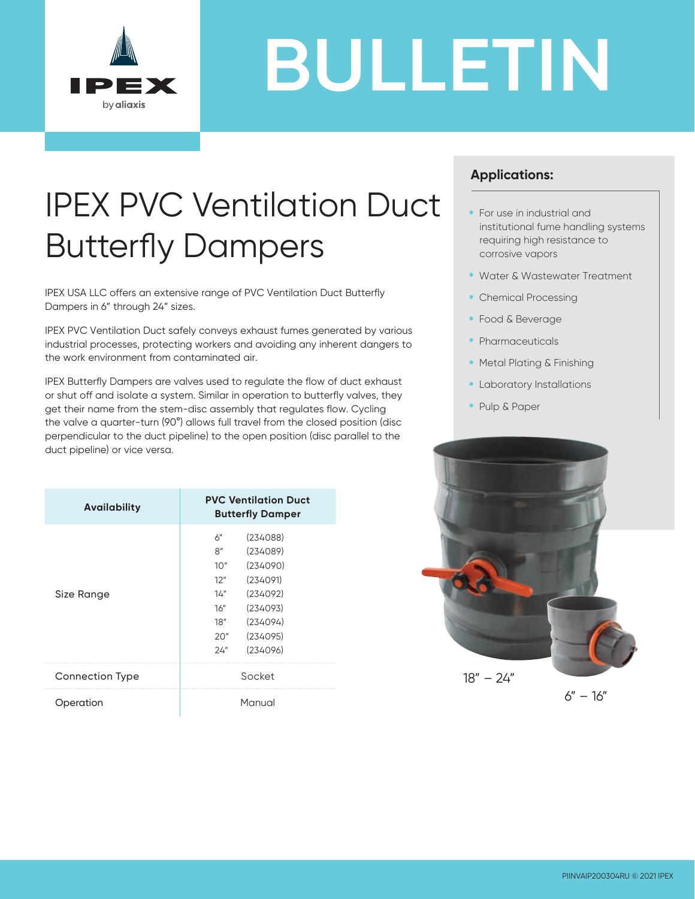# BULLETIN

# IPEX PVC Ventilation Duct Butterfly Dampers

IPEX USA LLC offers an extensive range of PVC Ventilation Duct Butterfly Dampers in 6" through 24" sizes.

IPEX PVC Ventilation Duct safely conveys exhaust fumes generated by various industrial processes, protecting workers and avoiding any inherent dangers to the work environment from contaminated air.

IPEX Butterfly Dampers are valves used to regulate the flow of duct exhaust or shut off and isolate a system. Similar in operation to butterfly valves, they get their name from the stem-disc assembly that regulates flow. Cycling the valve a quarter-turn (90°) allows full travel from the closed position (disc perpendicular to the duct pipeline) to the open position (disc parallel to the duct pipeline) or vice versa.

## Applications:

- For use in industrial and institutional fume handling systems requiring high resistance to corrosive vapors
- Water & Wastewater Treatment
- Chemical Processing
- Food & Beverage
- Pharmaceuticals
- Metal Plating & Finishing
- Laboratory Installations
- Pulp & Paper

| Availability | PVC Ventilation Duct Butterfly Damper |
|---|---|
| Size Range | 6" (234088)<br>8" (234089)<br>10" (234090)<br>12" (234091)<br>14" (234092)<br>16" (234093)<br>18" (234094)<br>20" (234095)<br>24" (234096) |
| Connection Type | Socket |
| Operation | Manual |

18" – 24"

6" – 16"

PIINVAIP200304RU © 2021 IPEX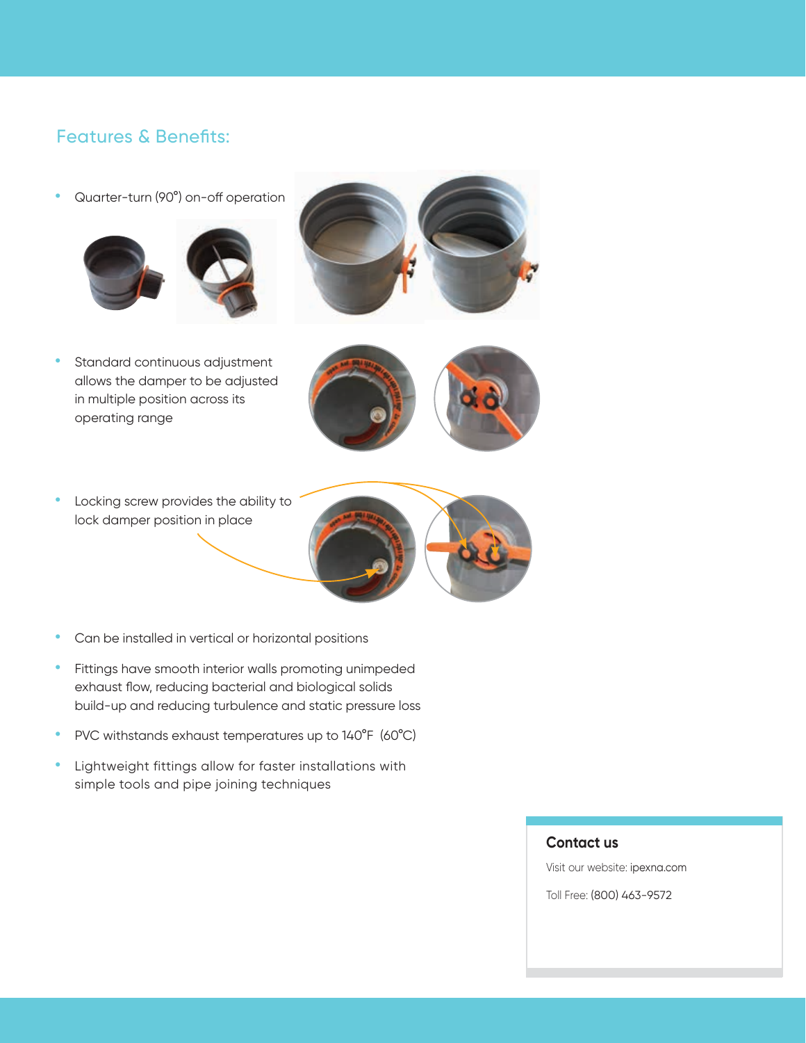## Features & Benefits:

- Quarter-turn (90°) on-off operation
- Standard continuous adjustment allows the damper to be adjusted in multiple position across its operating range
- Locking screw provides the ability to lock damper position in place
- Can be installed in vertical or horizontal positions
- Fittings have smooth interior walls promoting unimpeded exhaust flow, reducing bacterial and biological solids build-up and reducing turbulence and static pressure loss
- PVC withstands exhaust temperatures up to 140°F (60°C)
- Lightweight fittings allow for faster installations with simple tools and pipe joining techniques

**Contact us**

Visit our website: ipexna.com

Toll Free: (800) 463-9572